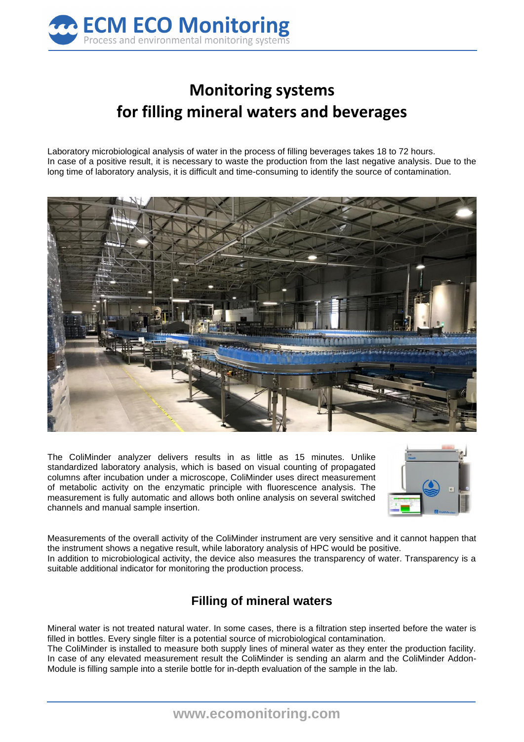# Monitoring systems for filling mineral waters and beverages

Laboratory microbiological analysis of water in the process of filling beverages takes 18 to 72 hours. In case of a positive result, it is necessary to waste the production from the last negative analysis. Due to the long time of laboratory analysis, it is difficult and time-consuming to identify the source of contamination.

The ColiMinder analyzer delivers results in as little as 15 minutes. Unlike standardized laboratory analysis, which is based on visual counting of propagated columns after incubation under a microscope, ColiMinder uses direct measurement of metabolic activity on the enzymatic principle with fluorescence analysis. The measurement is fully automatic and allows both online analysis on several switched channels and manual sample insertion.

Measurements of the overall activity of the ColiMinder instrument are very sensitive and it cannot happen that the instrument shows a negative result, while laboratory analysis of HPC would be positive.
In addition to microbiological activity, the device also measures the transparency of water. Transparency is a suitable additional indicator for monitoring the production process.

## Filling of mineral waters

Mineral water is not treated natural water. In some cases, there is a filtration step inserted before the water is filled in bottles. Every single filter is a potential source of microbiological contamination.
The ColiMinder is installed to measure both supply lines of mineral water as they enter the production facility. In case of any elevated measurement result the ColiMinder is sending an alarm and the ColiMinder Addon-Module is filling sample into a sterile bottle for in-depth evaluation of the sample in the lab.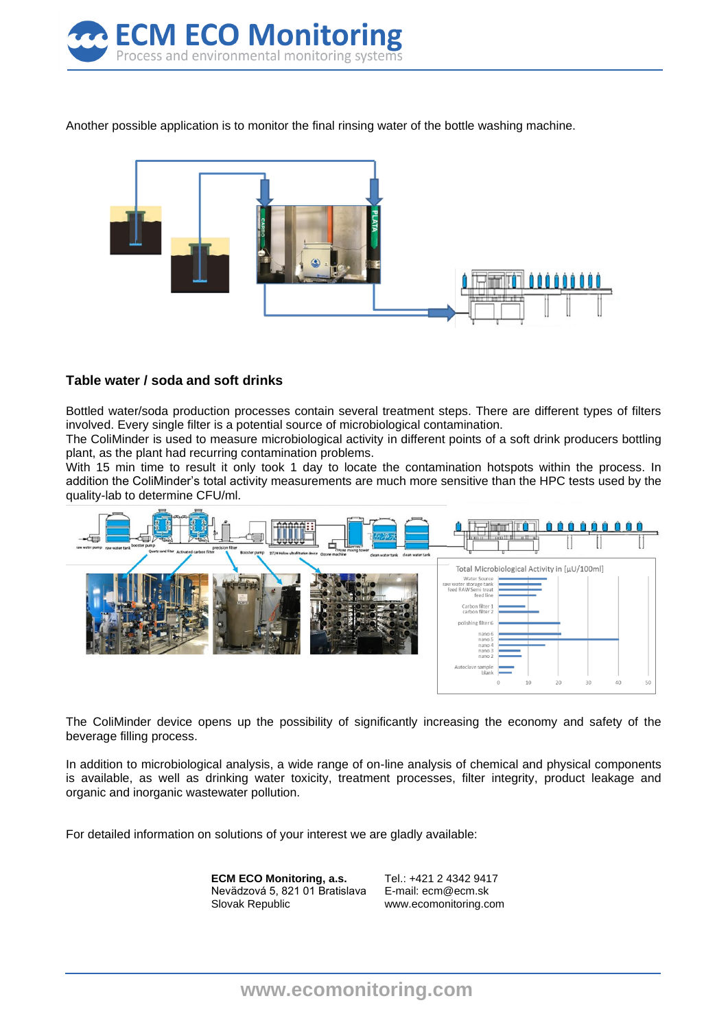Another possible application is to monitor the final rinsing water of the bottle washing machine.

CARBO

PLATA

## Table water / soda and soft drinks

Bottled water/soda production processes contain several treatment steps. There are different types of filters involved. Every single filter is a potential source of microbiological contamination.
The ColiMinder is used to measure microbiological activity in different points of a soft drink producers bottling plant, as the plant had recurring contamination problems.
With 15 min time to result it only took 1 day to locate the contamination hotspots within the process. In addition the ColiMinder's total activity measurements are much more sensitive than the HPC tests used by the quality-lab to determine CFU/ml.

raw water pump
raw water tank
booster pump
Quartz sand filter
Activated carbon filter
precision filter
Booster pump
Hollow ultrafiltration device
Ozone machine
Ozone mixing tower
clean water tank
clean water tank

Total Microbiological Activity in [µU/100ml]

Water Source
raw water storage tank
feed RAW Semi treat
feed line
Carbon filter 1
carbon filter 2
polishing filter 6
nano 6
nano 5
nano 4
nano 3
nano 2
Autoclave sample
blank

0
10
20
30
40
50

The ColiMinder device opens up the possibility of significantly increasing the economy and safety of the beverage filling process.

In addition to microbiological analysis, a wide range of on-line analysis of chemical and physical components is available, as well as drinking water toxicity, treatment processes, filter integrity, product leakage and organic and inorganic wastewater pollution.

For detailed information on solutions of your interest we are gladly available:

**ECM ECO Monitoring, a.s.**
Nevädzová 5, 821 01 Bratislava
Slovak Republic

Tel.: +421 2 4342 9417
E-mail: ecm@ecm.sk
www.ecomonitoring.com